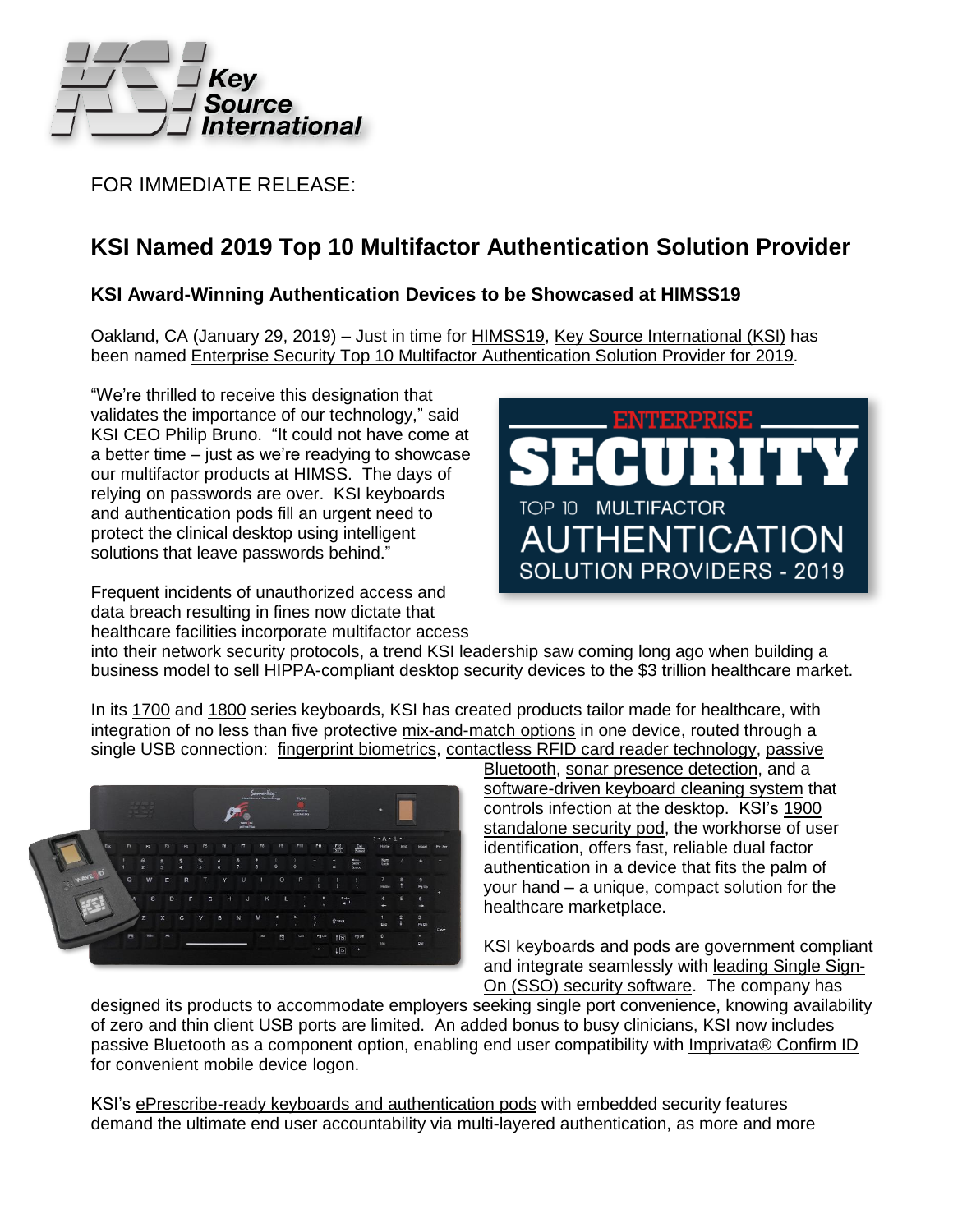FOR IMMEDIATE RELEASE:

# KSI Named 2019 Top 10 Multifactor Authentication Solution Provider

## KSI Award-Winning Authentication Devices to be Showcased at HIMSS19

Oakland, CA (January 29, 2019) – Just in time for HIMSS19, Key Source International (KSI) has been named Enterprise Security Top 10 Multifactor Authentication Solution Provider for 2019.

"We're thrilled to receive this designation that validates the importance of our technology," said KSI CEO Philip Bruno. "It could not have come at a better time – just as we're readying to showcase our multifactor products at HIMSS. The days of relying on passwords are over. KSI keyboards and authentication pods fill an urgent need to protect the clinical desktop using intelligent solutions that leave passwords behind."

Frequent incidents of unauthorized access and data breach resulting in fines now dictate that healthcare facilities incorporate multifactor access into their network security protocols, a trend KSI leadership saw coming long ago when building a business model to sell HIPPA-compliant desktop security devices to the $3 trillion healthcare market.

In its 1700 and 1800 series keyboards, KSI has created products tailor made for healthcare, with integration of no less than five protective mix-and-match options in one device, routed through a single USB connection: fingerprint biometrics, contactless RFID card reader technology, passive Bluetooth, sonar presence detection, and a software-driven keyboard cleaning system that controls infection at the desktop. KSI's 1900 standalone security pod, the workhorse of user identification, offers fast, reliable dual factor authentication in a device that fits the palm of your hand – a unique, compact solution for the healthcare marketplace.

KSI keyboards and pods are government compliant and integrate seamlessly with leading Single Sign-On (SSO) security software. The company has designed its products to accommodate employers seeking single port convenience, knowing availability of zero and thin client USB ports are limited. An added bonus to busy clinicians, KSI now includes passive Bluetooth as a component option, enabling end user compatibility with Imprivata® Confirm ID for convenient mobile device logon.

KSI's ePrescribe-ready keyboards and authentication pods with embedded security features demand the ultimate end user accountability via multi-layered authentication, as more and more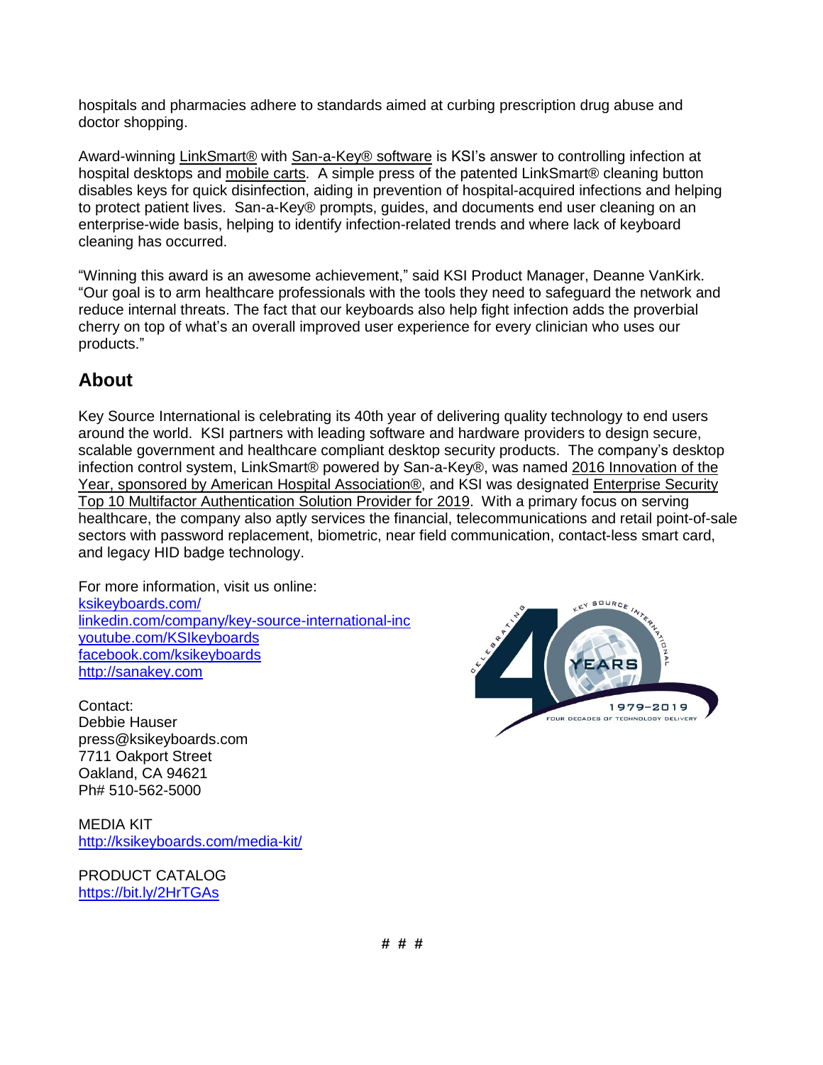hospitals and pharmacies adhere to standards aimed at curbing prescription drug abuse and doctor shopping.

Award-winning LinkSmart® with San-a-Key® software is KSI's answer to controlling infection at hospital desktops and mobile carts. A simple press of the patented LinkSmart® cleaning button disables keys for quick disinfection, aiding in prevention of hospital-acquired infections and helping to protect patient lives. San-a-Key® prompts, guides, and documents end user cleaning on an enterprise-wide basis, helping to identify infection-related trends and where lack of keyboard cleaning has occurred.

"Winning this award is an awesome achievement," said KSI Product Manager, Deanne VanKirk. "Our goal is to arm healthcare professionals with the tools they need to safeguard the network and reduce internal threats. The fact that our keyboards also help fight infection adds the proverbial cherry on top of what's an overall improved user experience for every clinician who uses our products."

## About

Key Source International is celebrating its 40th year of delivering quality technology to end users around the world. KSI partners with leading software and hardware providers to design secure, scalable government and healthcare compliant desktop security products. The company's desktop infection control system, LinkSmart® powered by San-a-Key®, was named 2016 Innovation of the Year, sponsored by American Hospital Association®, and KSI was designated Enterprise Security Top 10 Multifactor Authentication Solution Provider for 2019. With a primary focus on serving healthcare, the company also aptly services the financial, telecommunications and retail point-of-sale sectors with password replacement, biometric, near field communication, contact-less smart card, and legacy HID badge technology.

For more information, visit us online:
ksikeyboards.com/
linkedin.com/company/key-source-international-inc
youtube.com/KSIkeyboards
facebook.com/ksikeyboards
http://sanakey.com

Contact:
Debbie Hauser
press@ksikeyboards.com
7711 Oakport Street
Oakland, CA 94621
Ph# 510-562-5000

CELEBRATING 40 YEARS KEY SOURCE INTERNATIONAL
1979–2019
FOUR DECADES OF TECHNOLOGY DELIVERY

MEDIA KIT
http://ksikeyboards.com/media-kit/

PRODUCT CATALOG
https://bit.ly/2HrTGAs

# # #